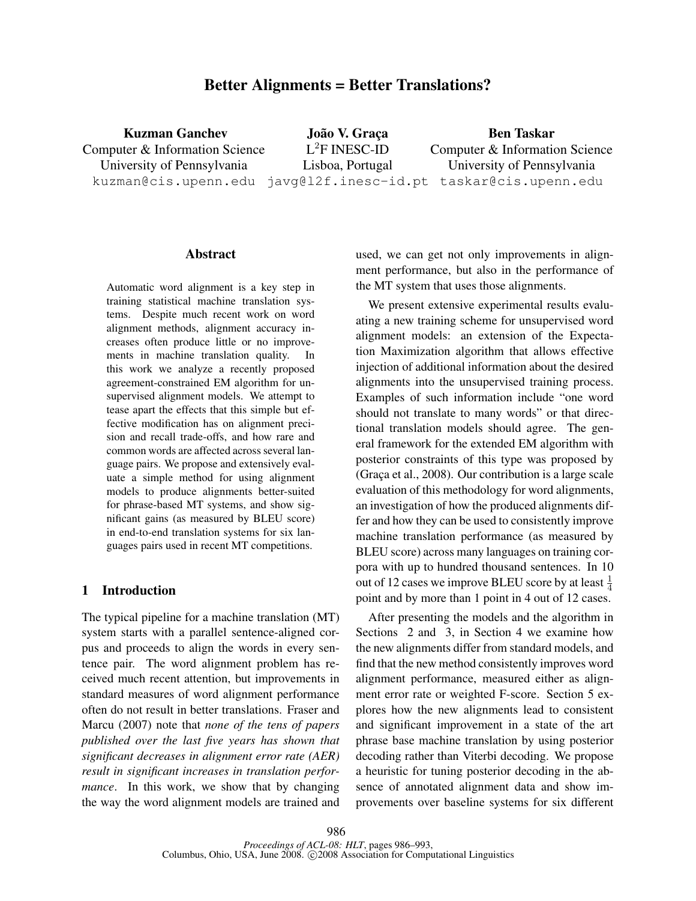# Better Alignments = Better Translations?

**Kuzman Ganchev**
Computer & Information Science
University of Pennsylvania
kuzman@cis.upenn.edu

**João V. Graça**
$L^2F$ INESC-ID
Lisboa, Portugal
javg@l2f.inesc-id.pt

**Ben Taskar**
Computer & Information Science
University of Pennsylvania
taskar@cis.upenn.edu

## Abstract

Automatic word alignment is a key step in training statistical machine translation systems. Despite much recent work on word alignment methods, alignment accuracy increases often produce little or no improvements in machine translation quality. In this work we analyze a recently proposed agreement-constrained EM algorithm for unsupervised alignment models. We attempt to tease apart the effects that this simple but effective modification has on alignment precision and recall trade-offs, and how rare and common words are affected across several language pairs. We propose and extensively evaluate a simple method for using alignment models to produce alignments better-suited for phrase-based MT systems, and show significant gains (as measured by BLEU score) in end-to-end translation systems for six languages pairs used in recent MT competitions.

## 1 Introduction

The typical pipeline for a machine translation (MT) system starts with a parallel sentence-aligned corpus and proceeds to align the words in every sentence pair. The word alignment problem has received much recent attention, but improvements in standard measures of word alignment performance often do not result in better translations. Fraser and Marcu (2007) note that *none of the tens of papers published over the last five years has shown that significant decreases in alignment error rate (AER) result in significant increases in translation performance*. In this work, we show that by changing the way the word alignment models are trained and used, we can get not only improvements in alignment performance, but also in the performance of the MT system that uses those alignments.

We present extensive experimental results evaluating a new training scheme for unsupervised word alignment models: an extension of the Expectation Maximization algorithm that allows effective injection of additional information about the desired alignments into the unsupervised training process. Examples of such information include "one word should not translate to many words" or that directional translation models should agree. The general framework for the extended EM algorithm with posterior constraints of this type was proposed by (Graça et al., 2008). Our contribution is a large scale evaluation of this methodology for word alignments, an investigation of how the produced alignments differ and how they can be used to consistently improve machine translation performance (as measured by BLEU score) across many languages on training corpora with up to hundred thousand sentences. In 10 out of 12 cases we improve BLEU score by at least $\frac{1}{4}$ point and by more than 1 point in 4 out of 12 cases.

After presenting the models and the algorithm in Sections 2 and 3, in Section 4 we examine how the new alignments differ from standard models, and find that the new method consistently improves word alignment performance, measured either as alignment error rate or weighted F-score. Section 5 explores how the new alignments lead to consistent and significant improvement in a state of the art phrase base machine translation by using posterior decoding rather than Viterbi decoding. We propose a heuristic for tuning posterior decoding in the absence of annotated alignment data and show improvements over baseline systems for six different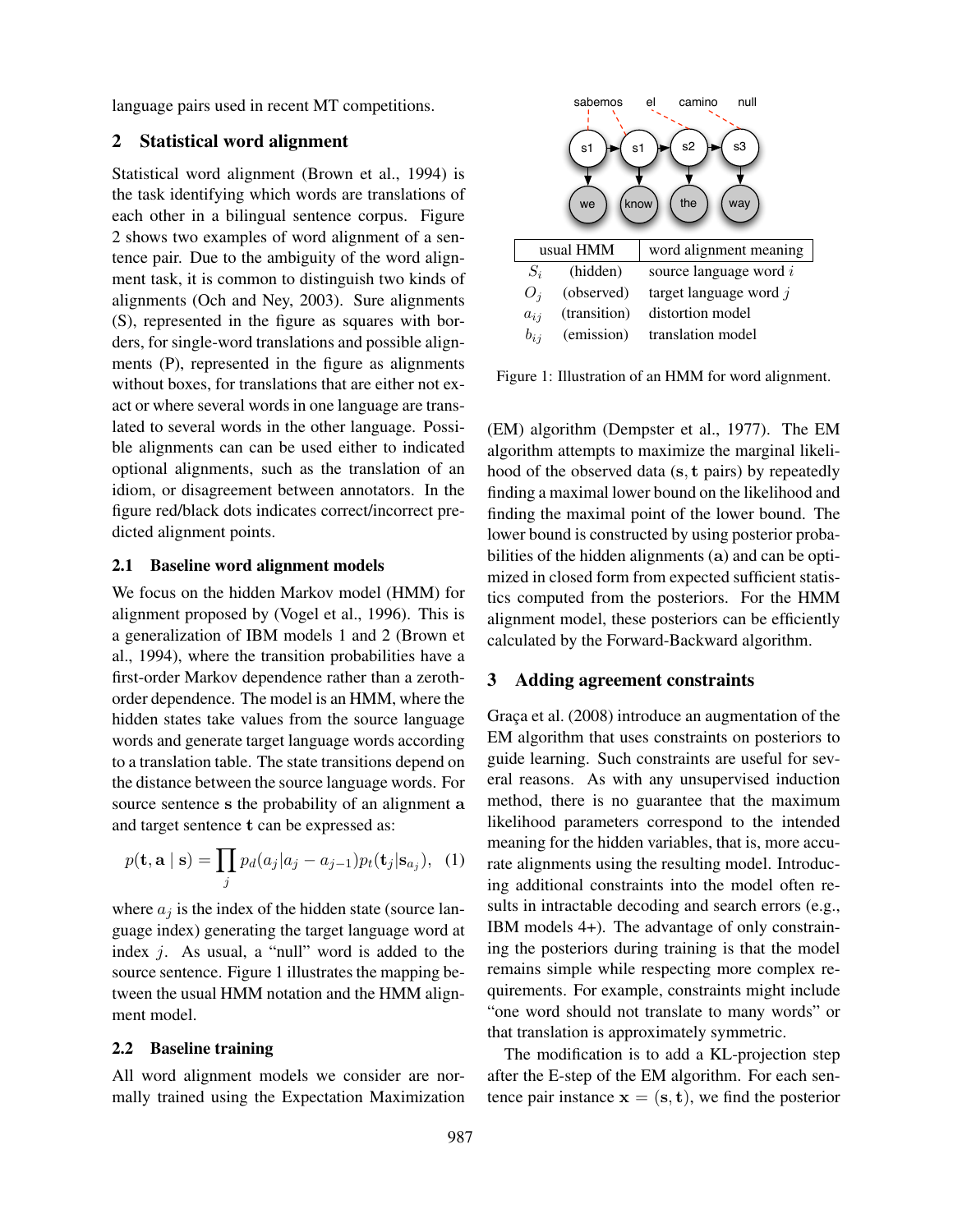language pairs used in recent MT competitions.

## 2 Statistical word alignment

Statistical word alignment (Brown et al., 1994) is the task identifying which words are translations of each other in a bilingual sentence corpus. Figure 2 shows two examples of word alignment of a sentence pair. Due to the ambiguity of the word alignment task, it is common to distinguish two kinds of alignments (Och and Ney, 2003). Sure alignments (S), represented in the figure as squares with borders, for single-word translations and possible alignments (P), represented in the figure as alignments without boxes, for translations that are either not exact or where several words in one language are translated to several words in the other language. Possible alignments can can be used either to indicated optional alignments, such as the translation of an idiom, or disagreement between annotators. In the figure red/black dots indicates correct/incorrect predicted alignment points.

### 2.1 Baseline word alignment models

We focus on the hidden Markov model (HMM) for alignment proposed by (Vogel et al., 1996). This is a generalization of IBM models 1 and 2 (Brown et al., 1994), where the transition probabilities have a first-order Markov dependence rather than a zeroth-order dependence. The model is an HMM, where the hidden states take values from the source language words and generate target language words according to a translation table. The state transitions depend on the distance between the source language words. For source sentence $\mathbf{s}$ the probability of an alignment $\mathbf{a}$ and target sentence $\mathbf{t}$ can be expressed as:

$$p(\mathbf{t}, \mathbf{a} \mid \mathbf{s}) = \prod_j p_d(a_j | a_j - a_{j-1}) p_t(\mathbf{t}_j | \mathbf{s}_{a_j}), \quad (1)$$

where $a_j$ is the index of the hidden state (source language index) generating the target language word at index $j$. As usual, a "null" word is added to the source sentence. Figure 1 illustrates the mapping between the usual HMM notation and the HMM alignment model.

| usual HMM | | word alignment meaning |
|---|---|---|
| $S_i$ | (hidden) | source language word $i$ |
| $O_j$ | (observed) | target language word $j$ |
| $a_{ij}$ | (transition) | distortion model |
| $b_{ij}$ | (emission) | translation model |

Figure 1: Illustration of an HMM for word alignment.

### 2.2 Baseline training

All word alignment models we consider are normally trained using the Expectation Maximization (EM) algorithm (Dempster et al., 1977). The EM algorithm attempts to maximize the marginal likelihood of the observed data ($\mathbf{s}, \mathbf{t}$ pairs) by repeatedly finding a maximal lower bound on the likelihood and finding the maximal point of the lower bound. The lower bound is constructed by using posterior probabilities of the hidden alignments ($\mathbf{a}$) and can be optimized in closed form from expected sufficient statistics computed from the posteriors. For the HMM alignment model, these posteriors can be efficiently calculated by the Forward-Backward algorithm.

## 3 Adding agreement constraints

Graça et al. (2008) introduce an augmentation of the EM algorithm that uses constraints on posteriors to guide learning. Such constraints are useful for several reasons. As with any unsupervised induction method, there is no guarantee that the maximum likelihood parameters correspond to the intended meaning for the hidden variables, that is, more accurate alignments using the resulting model. Introducing additional constraints into the model often results in intractable decoding and search errors (e.g., IBM models 4+). The advantage of only constraining the posteriors during training is that the model remains simple while respecting more complex requirements. For example, constraints might include "one word should not translate to many words" or that translation is approximately symmetric.

The modification is to add a KL-projection step after the E-step of the EM algorithm. For each sentence pair instance $\mathbf{x} = (\mathbf{s}, \mathbf{t})$, we find the posterior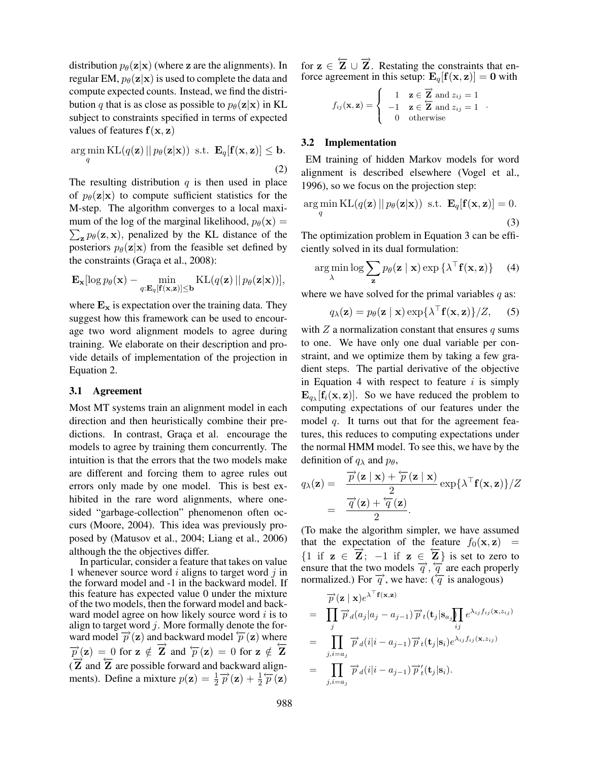distribution $p_\theta(\mathbf{z}|\mathbf{x})$ (where $\mathbf{z}$ are the alignments). In regular EM, $p_\theta(\mathbf{z}|\mathbf{x})$ is used to complete the data and compute expected counts. Instead, we find the distribution $q$ that is as close as possible to $p_\theta(\mathbf{z}|\mathbf{x})$ in KL subject to constraints specified in terms of expected values of features $\mathbf{f}(\mathbf{x}, \mathbf{z})$

$$\arg\min_q \mathrm{KL}(q(\mathbf{z}) \,||\, p_\theta(\mathbf{z}|\mathbf{x})) \;\; \text{s.t.} \;\; \mathbf{E}_q[\mathbf{f}(\mathbf{x}, \mathbf{z})] \leq \mathbf{b}. \tag{2}$$

The resulting distribution $q$ is then used in place of $p_\theta(\mathbf{z}|\mathbf{x})$ to compute sufficient statistics for the M-step. The algorithm converges to a local maximum of the log of the marginal likelihood, $p_\theta(\mathbf{x}) = \sum_{\mathbf{z}} p_\theta(\mathbf{z}, \mathbf{x})$, penalized by the KL distance of the posteriors $p_\theta(\mathbf{z}|\mathbf{x})$ from the feasible set defined by the constraints (Graça et al., 2008):

$$\mathbf{E}_{\mathbf{x}}[\log p_\theta(\mathbf{x}) - \min_{q:\mathbf{E}_q[\mathbf{f}(\mathbf{x},\mathbf{z})] \leq \mathbf{b}} \mathrm{KL}(q(\mathbf{z}) \,||\, p_\theta(\mathbf{z}|\mathbf{x}))],$$

where $\mathbf{E}_{\mathbf{x}}$ is expectation over the training data. They suggest how this framework can be used to encourage two word alignment models to agree during training. We elaborate on their description and provide details of implementation of the projection in Equation 2.

### 3.1 Agreement

Most MT systems train an alignment model in each direction and then heuristically combine their predictions. In contrast, Graça et al. encourage the models to agree by training them concurrently. The intuition is that the errors that the two models make are different and forcing them to agree rules out errors only made by one model. This is best exhibited in the rare word alignments, where one-sided "garbage-collection" phenomenon often occurs (Moore, 2004). This idea was previously proposed by (Matusov et al., 2004; Liang et al., 2006) although the the objectives differ.

In particular, consider a feature that takes on value 1 whenever source word $i$ aligns to target word $j$ in the forward model and -1 in the backward model. If this feature has expected value 0 under the mixture of the two models, then the forward model and backward model agree on how likely source word $i$ is to align to target word $j$. More formally denote the forward model $\overrightarrow{p}(\mathbf{z})$ and backward model $\overleftarrow{p}(\mathbf{z})$ where $\overrightarrow{p}(\mathbf{z}) = 0$ for $\mathbf{z} \notin \overrightarrow{\mathbf{Z}}$ and $\overleftarrow{p}(\mathbf{z}) = 0$ for $\mathbf{z} \notin \overleftarrow{\mathbf{Z}}$ ($\overrightarrow{\mathbf{Z}}$ and $\overleftarrow{\mathbf{Z}}$ are possible forward and backward alignments). Define a mixture $p(\mathbf{z}) = \frac{1}{2}\overrightarrow{p}(\mathbf{z}) + \frac{1}{2}\overleftarrow{p}(\mathbf{z})$ for $\mathbf{z} \in \overleftarrow{\mathbf{Z}} \cup \overrightarrow{\mathbf{Z}}$. Restating the constraints that enforce agreement in this setup: $\mathbf{E}_q[\mathbf{f}(\mathbf{x}, \mathbf{z})] = \mathbf{0}$ with

$$f_{ij}(\mathbf{x}, \mathbf{z}) = \begin{cases} 1 & \mathbf{z} \in \overrightarrow{\mathbf{Z}} \text{ and } z_{ij} = 1 \\ -1 & \mathbf{z} \in \overleftarrow{\mathbf{Z}} \text{ and } z_{ij} = 1 \\ 0 & \text{otherwise} \end{cases}.$$

### 3.2 Implementation

EM training of hidden Markov models for word alignment is described elsewhere (Vogel et al., 1996), so we focus on the projection step:

$$\arg\min_q \mathrm{KL}(q(\mathbf{z}) \,||\, p_\theta(\mathbf{z}|\mathbf{x})) \;\; \text{s.t.} \;\; \mathbf{E}_q[\mathbf{f}(\mathbf{x}, \mathbf{z})] = 0. \tag{3}$$

The optimization problem in Equation 3 can be efficiently solved in its dual formulation:

$$\arg\min_\lambda \log \sum_{\mathbf{z}} p_\theta(\mathbf{z} \mid \mathbf{x}) \exp\{\lambda^\top \mathbf{f}(\mathbf{x}, \mathbf{z})\} \tag{4}$$

where we have solved for the primal variables $q$ as:

$$q_\lambda(\mathbf{z}) = p_\theta(\mathbf{z} \mid \mathbf{x}) \exp\{\lambda^\top \mathbf{f}(\mathbf{x}, \mathbf{z})\}/Z, \tag{5}$$

with $Z$ a normalization constant that ensures $q$ sums to one. We have only one dual variable per constraint, and we optimize them by taking a few gradient steps. The partial derivative of the objective in Equation 4 with respect to feature $i$ is simply $\mathbf{E}_{q_\lambda}[\mathbf{f}_i(\mathbf{x}, \mathbf{z})]$. So we have reduced the problem to computing expectations of our features under the model $q$. It turns out that for the agreement features, this reduces to computing expectations under the normal HMM model. To see this, we have by the definition of $q_\lambda$ and $p_\theta$,

$$\begin{aligned} q_\lambda(\mathbf{z}) &= \frac{\overrightarrow{p}(\mathbf{z} \mid \mathbf{x}) + \overleftarrow{p}(\mathbf{z} \mid \mathbf{x})}{2} \exp\{\lambda^\top \mathbf{f}(\mathbf{x}, \mathbf{z})\}/Z \\ &= \frac{\overrightarrow{q}(\mathbf{z}) + \overleftarrow{q}(\mathbf{z})}{2}. \end{aligned}$$

(To make the algorithm simpler, we have assumed that the expectation of the feature $f_0(\mathbf{x}, \mathbf{z}) = \{1 \text{ if } \mathbf{z} \in \overrightarrow{\mathbf{Z}};\ -1 \text{ if } \mathbf{z} \in \overleftarrow{\mathbf{Z}}\}$ is set to zero to ensure that the two models $\overrightarrow{q}, \overleftarrow{q}$ are each properly normalized.) For $\overrightarrow{q}$, we have: ($\overleftarrow{q}$ is analogous)

$$\begin{aligned} &\overrightarrow{p}(\mathbf{z} \mid \mathbf{x}) e^{\lambda^\top \mathbf{f}(\mathbf{x}, \mathbf{z})} \\ =\;& \prod_j \overrightarrow{p}_d(a_j | a_j - a_{j-1}) \overrightarrow{p}_t(\mathbf{t}_j | \mathbf{s}_{a_j}) \prod_{ij} e^{\lambda_{ij} f_{ij}(\mathbf{x}, z_{ij})} \\ =\;& \prod_{j, i=a_j} \overrightarrow{p}_d(i | i - a_{j-1}) \overrightarrow{p}_t(\mathbf{t}_j | \mathbf{s}_i) e^{\lambda_{ij} f_{ij}(\mathbf{x}, z_{ij})} \\ =\;& \prod_{j, i=a_j} \overrightarrow{p}_d(i | i - a_{j-1}) \overrightarrow{p}'_t(\mathbf{t}_j | \mathbf{s}_i). \end{aligned}$$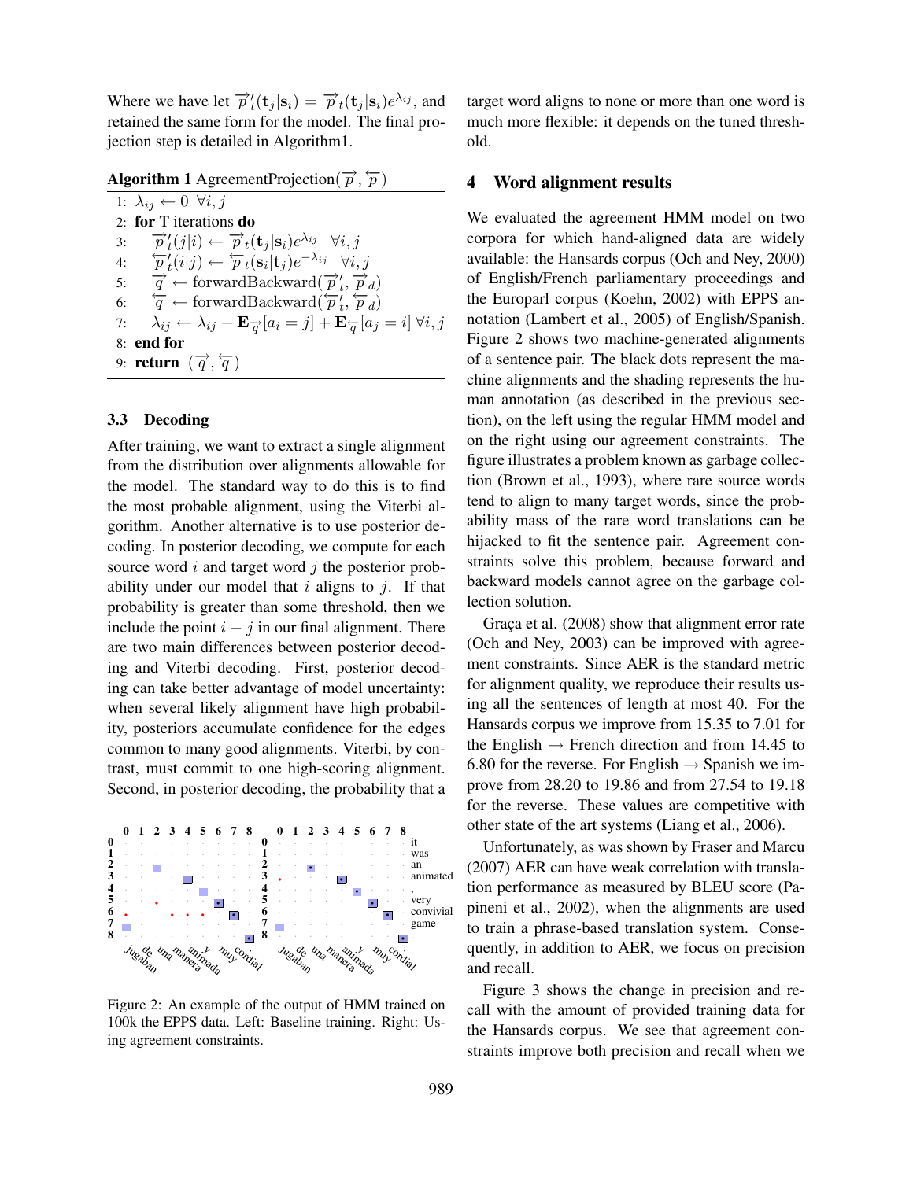Where we have let $\overrightarrow{p}'_t(\mathbf{t}_j|\mathbf{s}_i) = \overrightarrow{p}_t(\mathbf{t}_j|\mathbf{s}_i)e^{\lambda_{ij}}$, and retained the same form for the model. The final projection step is detailed in Algorithm1.

**Algorithm 1** AgreementProjection($\overrightarrow{p}, \overleftarrow{p}$)

1: $\lambda_{ij} \leftarrow 0 \;\; \forall i, j$
2: **for** T iterations **do**
3: $\quad \overrightarrow{p}'_t(j|i) \leftarrow \overrightarrow{p}_t(\mathbf{t}_j|\mathbf{s}_i)e^{\lambda_{ij}} \;\; \forall i, j$
4: $\quad \overleftarrow{p}'_t(i|j) \leftarrow \overleftarrow{p}_t(\mathbf{s}_i|\mathbf{t}_j)e^{-\lambda_{ij}} \;\; \forall i, j$
5: $\quad \overrightarrow{q} \leftarrow \text{forwardBackward}(\overrightarrow{p}'_t, \overrightarrow{p}_d)$
6: $\quad \overleftarrow{q} \leftarrow \text{forwardBackward}(\overleftarrow{p}'_t, \overleftarrow{p}_d)$
7: $\quad \lambda_{ij} \leftarrow \lambda_{ij} - \mathbf{E}_{\overrightarrow{q}}[a_i = j] + \mathbf{E}_{\overleftarrow{q}}[a_j = i] \; \forall i, j$
8: **end for**
9: **return** $(\overrightarrow{q}, \overleftarrow{q})$

### 3.3 Decoding

After training, we want to extract a single alignment from the distribution over alignments allowable for the model. The standard way to do this is to find the most probable alignment, using the Viterbi algorithm. Another alternative is to use posterior decoding. In posterior decoding, we compute for each source word $i$ and target word $j$ the posterior probability under our model that $i$ aligns to $j$. If that probability is greater than some threshold, then we include the point $i - j$ in our final alignment. There are two main differences between posterior decoding and Viterbi decoding. First, posterior decoding can take better advantage of model uncertainty: when several likely alignment have high probability, posteriors accumulate confidence for the edges common to many good alignments. Viterbi, by contrast, must commit to one high-scoring alignment. Second, in posterior decoding, the probability that a target word aligns to none or more than one word is much more flexible: it depends on the tuned threshold.

Figure 2: An example of the output of HMM trained on 100k the EPPS data. Left: Baseline training. Right: Using agreement constraints.

## 4 Word alignment results

We evaluated the agreement HMM model on two corpora for which hand-aligned data are widely available: the Hansards corpus (Och and Ney, 2000) of English/French parliamentary proceedings and the Europarl corpus (Koehn, 2002) with EPPS annotation (Lambert et al., 2005) of English/Spanish. Figure 2 shows two machine-generated alignments of a sentence pair. The black dots represent the machine alignments and the shading represents the human annotation (as described in the previous section), on the left using the regular HMM model and on the right using our agreement constraints. The figure illustrates a problem known as garbage collection (Brown et al., 1993), where rare source words tend to align to many target words, since the probability mass of the rare word translations can be hijacked to fit the sentence pair. Agreement constraints solve this problem, because forward and backward models cannot agree on the garbage collection solution.

Graça et al. (2008) show that alignment error rate (Och and Ney, 2003) can be improved with agreement constraints. Since AER is the standard metric for alignment quality, we reproduce their results using all the sentences of length at most 40. For the Hansards corpus we improve from 15.35 to 7.01 for the English $\rightarrow$ French direction and from 14.45 to 6.80 for the reverse. For English $\rightarrow$ Spanish we improve from 28.20 to 19.86 and from 27.54 to 19.18 for the reverse. These values are competitive with other state of the art systems (Liang et al., 2006).

Unfortunately, as was shown by Fraser and Marcu (2007) AER can have weak correlation with translation performance as measured by BLEU score (Papineni et al., 2002), when the alignments are used to train a phrase-based translation system. Consequently, in addition to AER, we focus on precision and recall.

Figure 3 shows the change in precision and recall with the amount of provided training data for the Hansards corpus. We see that agreement constraints improve both precision and recall when we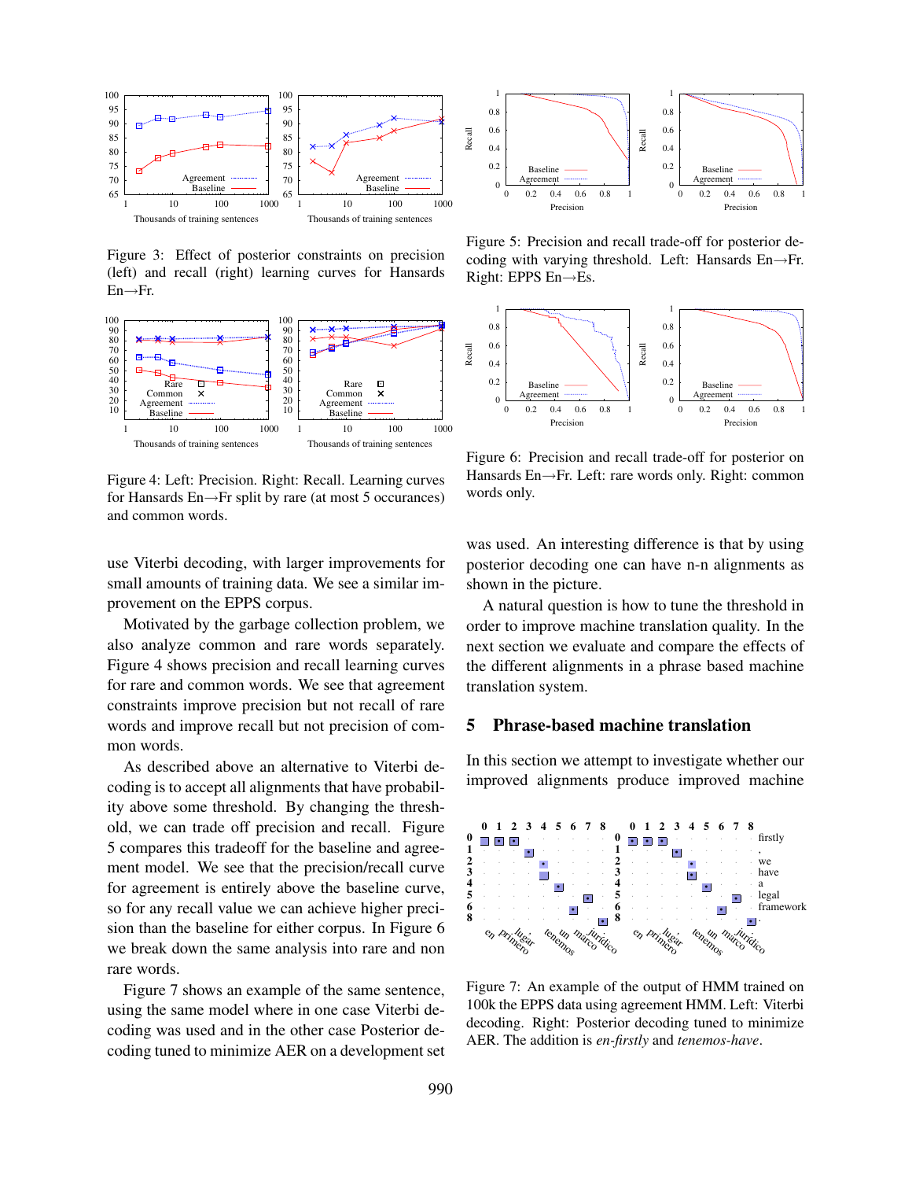Figure 3: Effect of posterior constraints on precision (left) and recall (right) learning curves for Hansards En→Fr.

Figure 4: Left: Precision. Right: Recall. Learning curves for Hansards En→Fr split by rare (at most 5 occurances) and common words.

use Viterbi decoding, with larger improvements for small amounts of training data. We see a similar improvement on the EPPS corpus.

Motivated by the garbage collection problem, we also analyze common and rare words separately. Figure 4 shows precision and recall learning curves for rare and common words. We see that agreement constraints improve precision but not recall of rare words and improve recall but not precision of common words.

As described above an alternative to Viterbi decoding is to accept all alignments that have probability above some threshold. By changing the threshold, we can trade off precision and recall. Figure 5 compares this tradeoff for the baseline and agreement model. We see that the precision/recall curve for agreement is entirely above the baseline curve, so for any recall value we can achieve higher precision than the baseline for either corpus. In Figure 6 we break down the same analysis into rare and non rare words.

Figure 7 shows an example of the same sentence, using the same model where in one case Viterbi decoding was used and in the other case Posterior decoding tuned to minimize AER on a development set

Figure 5: Precision and recall trade-off for posterior decoding with varying threshold. Left: Hansards En→Fr. Right: EPPS En→Es.

Figure 6: Precision and recall trade-off for posterior on Hansards En→Fr. Left: rare words only. Right: common words only.

was used. An interesting difference is that by using posterior decoding one can have n-n alignments as shown in the picture.

A natural question is how to tune the threshold in order to improve machine translation quality. In the next section we evaluate and compare the effects of the different alignments in a phrase based machine translation system.

## 5 Phrase-based machine translation

In this section we attempt to investigate whether our improved alignments produce improved machine

Figure 7: An example of the output of HMM trained on 100k the EPPS data using agreement HMM. Left: Viterbi decoding. Right: Posterior decoding tuned to minimize AER. The addition is *en-firstly* and *tenemos-have*.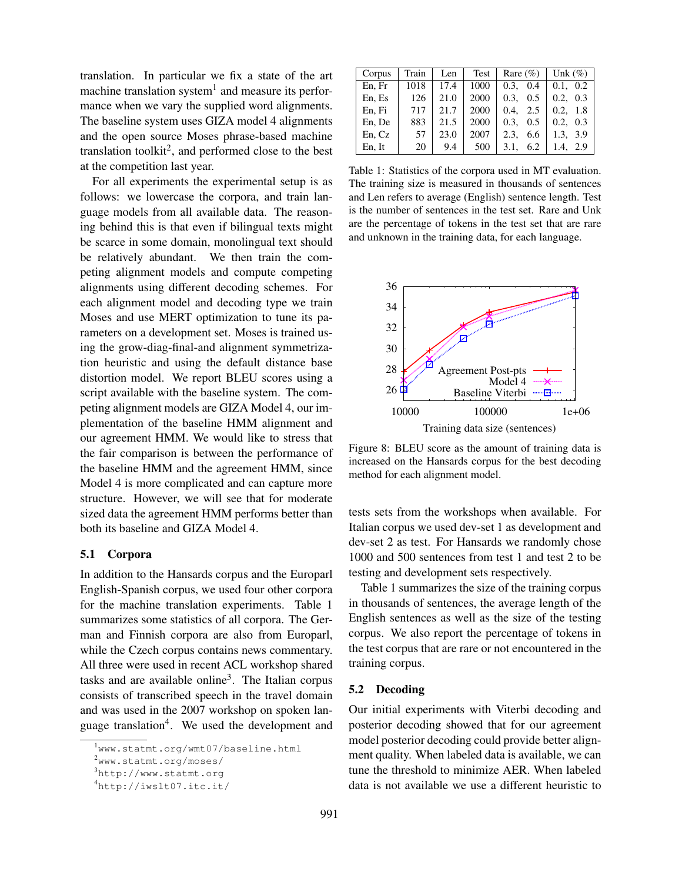translation. In particular we fix a state of the art machine translation system[1] and measure its performance when we vary the supplied word alignments. The baseline system uses GIZA model 4 alignments and the open source Moses phrase-based machine translation toolkit[2], and performed close to the best at the competition last year.

For all experiments the experimental setup is as follows: we lowercase the corpora, and train language models from all available data. The reasoning behind this is that even if bilingual texts might be scarce in some domain, monolingual text should be relatively abundant. We then train the competing alignment models and compute competing alignments using different decoding schemes. For each alignment model and decoding type we train Moses and use MERT optimization to tune its parameters on a development set. Moses is trained using the grow-diag-final-and alignment symmetrization heuristic and using the default distance base distortion model. We report BLEU scores using a script available with the baseline system. The competing alignment models are GIZA Model 4, our implementation of the baseline HMM alignment and our agreement HMM. We would like to stress that the fair comparison is between the performance of the baseline HMM and the agreement HMM, since Model 4 is more complicated and can capture more structure. However, we will see that for moderate sized data the agreement HMM performs better than both its baseline and GIZA Model 4.

### 5.1 Corpora

In addition to the Hansards corpus and the Europarl English-Spanish corpus, we used four other corpora for the machine translation experiments. Table 1 summarizes some statistics of all corpora. The German and Finnish corpora are also from Europarl, while the Czech corpus contains news commentary. All three were used in recent ACL workshop shared tasks and are available online[3]. The Italian corpus consists of transcribed speech in the travel domain and was used in the 2007 workshop on spoken language translation[4]. We used the development and tests sets from the workshops when available. For Italian corpus we used dev-set 1 as development and dev-set 2 as test. For Hansards we randomly chose 1000 and 500 sentences from test 1 and test 2 to be testing and development sets respectively.

| Corpus | Train | Len | Test | Rare (%) | Unk (%) |
|---|---|---|---|---|---|
| En, Fr | 1018 | 17.4 | 1000 | 0.3, 0.4 | 0.1, 0.2 |
| En, Es | 126 | 21.0 | 2000 | 0.3, 0.5 | 0.2, 0.3 |
| En, Fi | 717 | 21.7 | 2000 | 0.4, 2.5 | 0.2, 1.8 |
| En, De | 883 | 21.5 | 2000 | 0.3, 0.5 | 0.2, 0.3 |
| En, Cz | 57 | 23.0 | 2007 | 2.3, 6.6 | 1.3, 3.9 |
| En, It | 20 | 9.4 | 500 | 3.1, 6.2 | 1.4, 2.9 |

Table 1: Statistics of the corpora used in MT evaluation. The training size is measured in thousands of sentences and Len refers to average (English) sentence length. Test is the number of sentences in the test set. Rare and Unk are the percentage of tokens in the test set that are rare and unknown in the training data, for each language.

Figure 8: BLEU score as the amount of training data is increased on the Hansards corpus for the best decoding method for each alignment model.

Table 1 summarizes the size of the training corpus in thousands of sentences, the average length of the English sentences as well as the size of the testing corpus. We also report the percentage of tokens in the test corpus that are rare or not encountered in the training corpus.

### 5.2 Decoding

Our initial experiments with Viterbi decoding and posterior decoding showed that for our agreement model posterior decoding could provide better alignment quality. When labeled data is available, we can tune the threshold to minimize AER. When labeled data is not available we use a different heuristic to

---

[1] www.statmt.org/wmt07/baseline.html

[2] www.statmt.org/moses/

[3] http://www.statmt.org

[4] http://iwslt07.itc.it/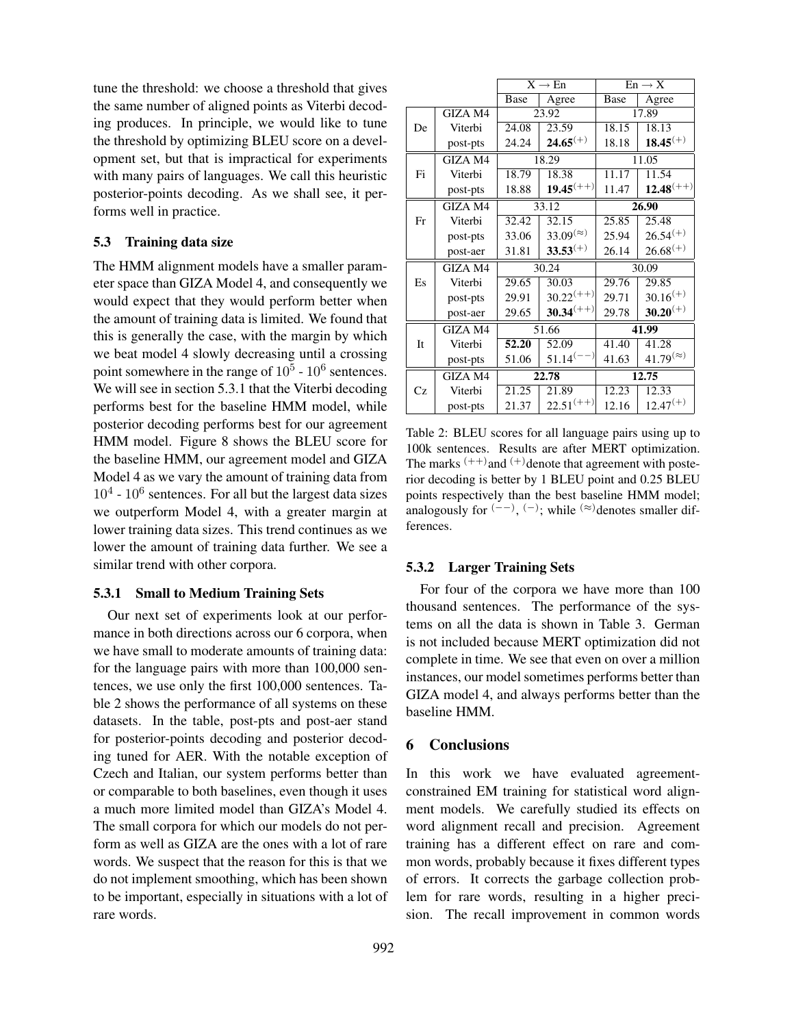tune the threshold: we choose a threshold that gives the same number of aligned points as Viterbi decoding produces. In principle, we would like to tune the threshold by optimizing BLEU score on a development set, but that is impractical for experiments with many pairs of languages. We call this heuristic posterior-points decoding. As we shall see, it performs well in practice.

### 5.3 Training data size

The HMM alignment models have a smaller parameter space than GIZA Model 4, and consequently we would expect that they would perform better when the amount of training data is limited. We found that this is generally the case, with the margin by which we beat model 4 slowly decreasing until a crossing point somewhere in the range of $10^5$ - $10^6$ sentences. We will see in section 5.3.1 that the Viterbi decoding performs best for the baseline HMM model, while posterior decoding performs best for our agreement HMM model. Figure 8 shows the BLEU score for the baseline HMM, our agreement model and GIZA Model 4 as we vary the amount of training data from $10^4$ - $10^6$ sentences. For all but the largest data sizes we outperform Model 4, with a greater margin at lower training data sizes. This trend continues as we lower the amount of training data further. We see a similar trend with other corpora.

#### 5.3.1 Small to Medium Training Sets

Our next set of experiments look at our performance in both directions across our 6 corpora, when we have small to moderate amounts of training data: for the language pairs with more than 100,000 sentences, we use only the first 100,000 sentences. Table 2 shows the performance of all systems on these datasets. In the table, post-pts and post-aer stand for posterior-points decoding and posterior decoding tuned for AER. With the notable exception of Czech and Italian, our system performs better than or comparable to both baselines, even though it uses a much more limited model than GIZA's Model 4. The small corpora for which our models do not perform as well as GIZA are the ones with a lot of rare words. We suspect that the reason for this is that we do not implement smoothing, which has been shown to be important, especially in situations with a lot of rare words.

| | | X → En | | En → X | |
|---|---|---|---|---|---|
| | | Base | Agree | Base | Agree |
| De | GIZA M4 | 23.92 | | 17.89 | |
| | Viterbi | 24.08 | 23.59 | 18.15 | 18.13 |
| | post-pts | 24.24 | **24.65**$^{(+)}$ | 18.18 | **18.45**$^{(+)}$ |
| Fi | GIZA M4 | 18.29 | | 11.05 | |
| | Viterbi | 18.79 | 18.38 | 11.17 | 11.54 |
| | post-pts | 18.88 | **19.45**$^{(++)}$ | 11.47 | **12.48**$^{(++)}$ |
| Fr | GIZA M4 | 33.12 | | **26.90** | |
| | Viterbi | 32.42 | 32.15 | 25.85 | 25.48 |
| | post-pts | 33.06 | 33.09$^{(\approx)}$ | 25.94 | 26.54$^{(+)}$ |
| | post-aer | 31.81 | **33.53**$^{(+)}$ | 26.14 | 26.68$^{(+)}$ |
| Es | GIZA M4 | 30.24 | | 30.09 | |
| | Viterbi | 29.65 | 30.03 | 29.76 | 29.85 |
| | post-pts | 29.91 | 30.22$^{(++)}$ | 29.71 | 30.16$^{(+)}$ |
| | post-aer | 29.65 | **30.34**$^{(++)}$ | 29.78 | **30.20**$^{(+)}$ |
| It | GIZA M4 | 51.66 | | **41.99** | |
| | Viterbi | **52.20** | 52.09 | 41.40 | 41.28 |
| | post-pts | 51.06 | 51.14$^{(--)}$ | 41.63 | 41.79$^{(\approx)}$ |
| Cz | GIZA M4 | **22.78** | | **12.75** | |
| | Viterbi | 21.25 | 21.89 | 12.23 | 12.33 |
| | post-pts | 21.37 | 22.51$^{(++)}$ | 12.16 | 12.47$^{(+)}$ |

Table 2: BLEU scores for all language pairs using up to 100k sentences. Results are after MERT optimization. The marks $^{(++)}$and $^{(+)}$denote that agreement with posterior decoding is better by 1 BLEU point and 0.25 BLEU points respectively than the best baseline HMM model; analogously for $^{(--)}$, $^{(-)}$; while $^{(\approx)}$denotes smaller differences.

#### 5.3.2 Larger Training Sets

For four of the corpora we have more than 100 thousand sentences. The performance of the systems on all the data is shown in Table 3. German is not included because MERT optimization did not complete in time. We see that even on over a million instances, our model sometimes performs better than GIZA model 4, and always performs better than the baseline HMM.

## 6 Conclusions

In this work we have evaluated agreement-constrained EM training for statistical word alignment models. We carefully studied its effects on word alignment recall and precision. Agreement training has a different effect on rare and common words, probably because it fixes different types of errors. It corrects the garbage collection problem for rare words, resulting in a higher precision. The recall improvement in common words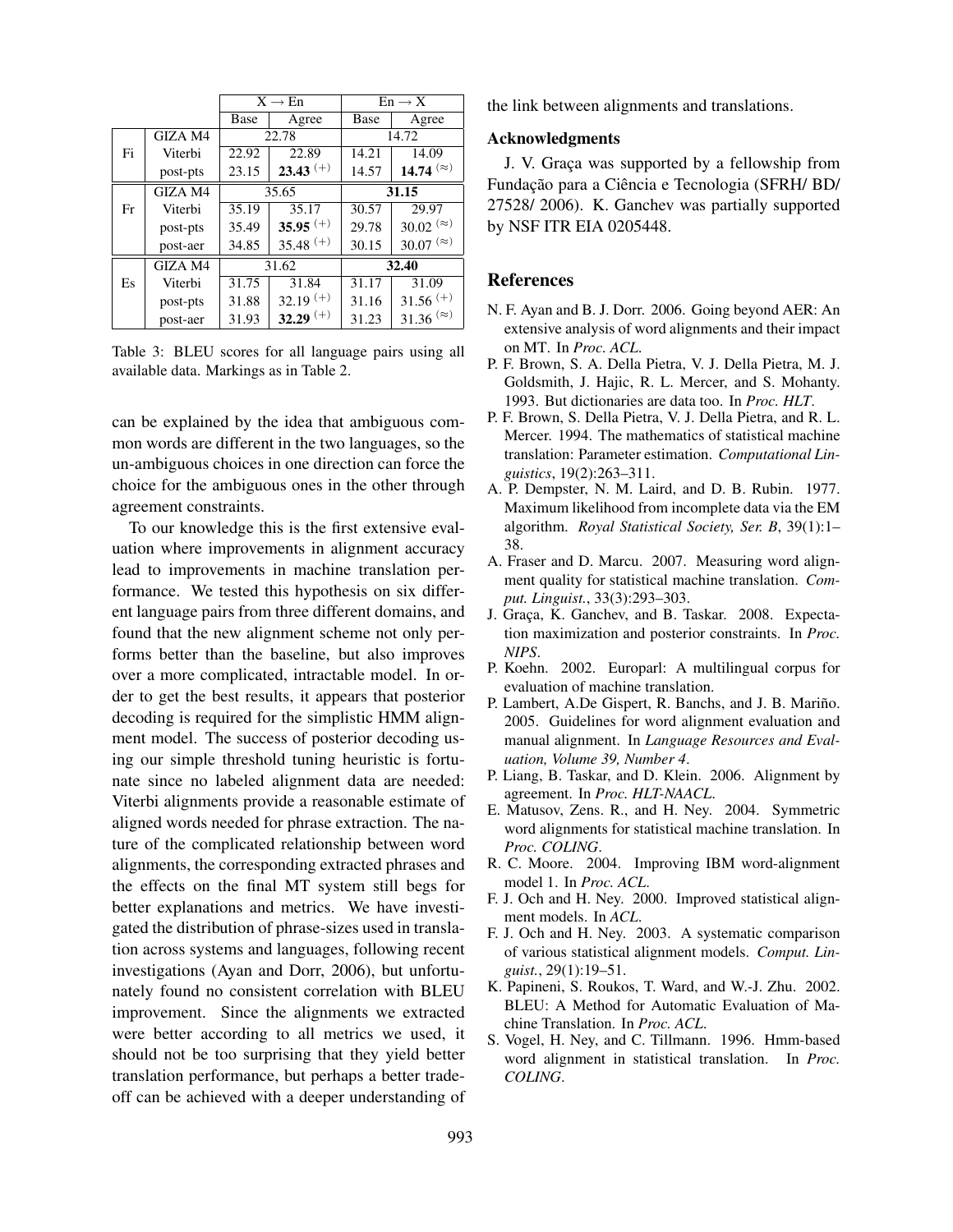| | | X → En | | En → X | |
|---|---|---|---|---|---|
| | | Base | Agree | Base | Agree |
| Fi | GIZA M4 | 22.78 | | 14.72 | |
| | Viterbi | 22.92 | 22.89 | 14.21 | 14.09 |
| | post-pts | 23.15 | **23.43** $^{(+)}$ | 14.57 | **14.74** $^{(\approx)}$ |
| Fr | GIZA M4 | 35.65 | | **31.15** | |
| | Viterbi | 35.19 | 35.17 | 30.57 | 29.97 |
| | post-pts | 35.49 | **35.95** $^{(+)}$ | 29.78 | 30.02 $^{(\approx)}$ |
| | post-aer | 34.85 | 35.48 $^{(+)}$ | 30.15 | 30.07 $^{(\approx)}$ |
| Es | GIZA M4 | 31.62 | | **32.40** | |
| | Viterbi | 31.75 | 31.84 | 31.17 | 31.09 |
| | post-pts | 31.88 | 32.19 $^{(+)}$ | 31.16 | 31.56 $^{(+)}$ |
| | post-aer | 31.93 | **32.29** $^{(+)}$ | 31.23 | 31.36 $^{(\approx)}$ |

Table 3: BLEU scores for all language pairs using all available data. Markings as in Table 2.

can be explained by the idea that ambiguous common words are different in the two languages, so the un-ambiguous choices in one direction can force the choice for the ambiguous ones in the other through agreement constraints.

To our knowledge this is the first extensive evaluation where improvements in alignment accuracy lead to improvements in machine translation performance. We tested this hypothesis on six different language pairs from three different domains, and found that the new alignment scheme not only performs better than the baseline, but also improves over a more complicated, intractable model. In order to get the best results, it appears that posterior decoding is required for the simplistic HMM alignment model. The success of posterior decoding using our simple threshold tuning heuristic is fortunate since no labeled alignment data are needed: Viterbi alignments provide a reasonable estimate of aligned words needed for phrase extraction. The nature of the complicated relationship between word alignments, the corresponding extracted phrases and the effects on the final MT system still begs for better explanations and metrics. We have investigated the distribution of phrase-sizes used in translation across systems and languages, following recent investigations (Ayan and Dorr, 2006), but unfortunately found no consistent correlation with BLEU improvement. Since the alignments we extracted were better according to all metrics we used, it should not be too surprising that they yield better translation performance, but perhaps a better tradeoff can be achieved with a deeper understanding of the link between alignments and translations.

### Acknowledgments

J. V. Graça was supported by a fellowship from Fundação para a Ciência e Tecnologia (SFRH/ BD/ 27528/ 2006). K. Ganchev was partially supported by NSF ITR EIA 0205448.

## References

N. F. Ayan and B. J. Dorr. 2006. Going beyond AER: An extensive analysis of word alignments and their impact on MT. In *Proc. ACL*.

P. F. Brown, S. A. Della Pietra, V. J. Della Pietra, M. J. Goldsmith, J. Hajic, R. L. Mercer, and S. Mohanty. 1993. But dictionaries are data too. In *Proc. HLT*.

P. F. Brown, S. Della Pietra, V. J. Della Pietra, and R. L. Mercer. 1994. The mathematics of statistical machine translation: Parameter estimation. *Computational Linguistics*, 19(2):263–311.

A. P. Dempster, N. M. Laird, and D. B. Rubin. 1977. Maximum likelihood from incomplete data via the EM algorithm. *Royal Statistical Society, Ser. B*, 39(1):1–38.

A. Fraser and D. Marcu. 2007. Measuring word alignment quality for statistical machine translation. *Comput. Linguist.*, 33(3):293–303.

J. Graça, K. Ganchev, and B. Taskar. 2008. Expectation maximization and posterior constraints. In *Proc. NIPS*.

P. Koehn. 2002. Europarl: A multilingual corpus for evaluation of machine translation.

P. Lambert, A.De Gispert, R. Banchs, and J. B. Mariño. 2005. Guidelines for word alignment evaluation and manual alignment. In *Language Resources and Evaluation, Volume 39, Number 4*.

P. Liang, B. Taskar, and D. Klein. 2006. Alignment by agreement. In *Proc. HLT-NAACL*.

E. Matusov, Zens. R., and H. Ney. 2004. Symmetric word alignments for statistical machine translation. In *Proc. COLING*.

R. C. Moore. 2004. Improving IBM word-alignment model 1. In *Proc. ACL*.

F. J. Och and H. Ney. 2000. Improved statistical alignment models. In *ACL*.

F. J. Och and H. Ney. 2003. A systematic comparison of various statistical alignment models. *Comput. Linguist.*, 29(1):19–51.

K. Papineni, S. Roukos, T. Ward, and W.-J. Zhu. 2002. BLEU: A Method for Automatic Evaluation of Machine Translation. In *Proc. ACL*.

S. Vogel, H. Ney, and C. Tillmann. 1996. Hmm-based word alignment in statistical translation. In *Proc. COLING*.